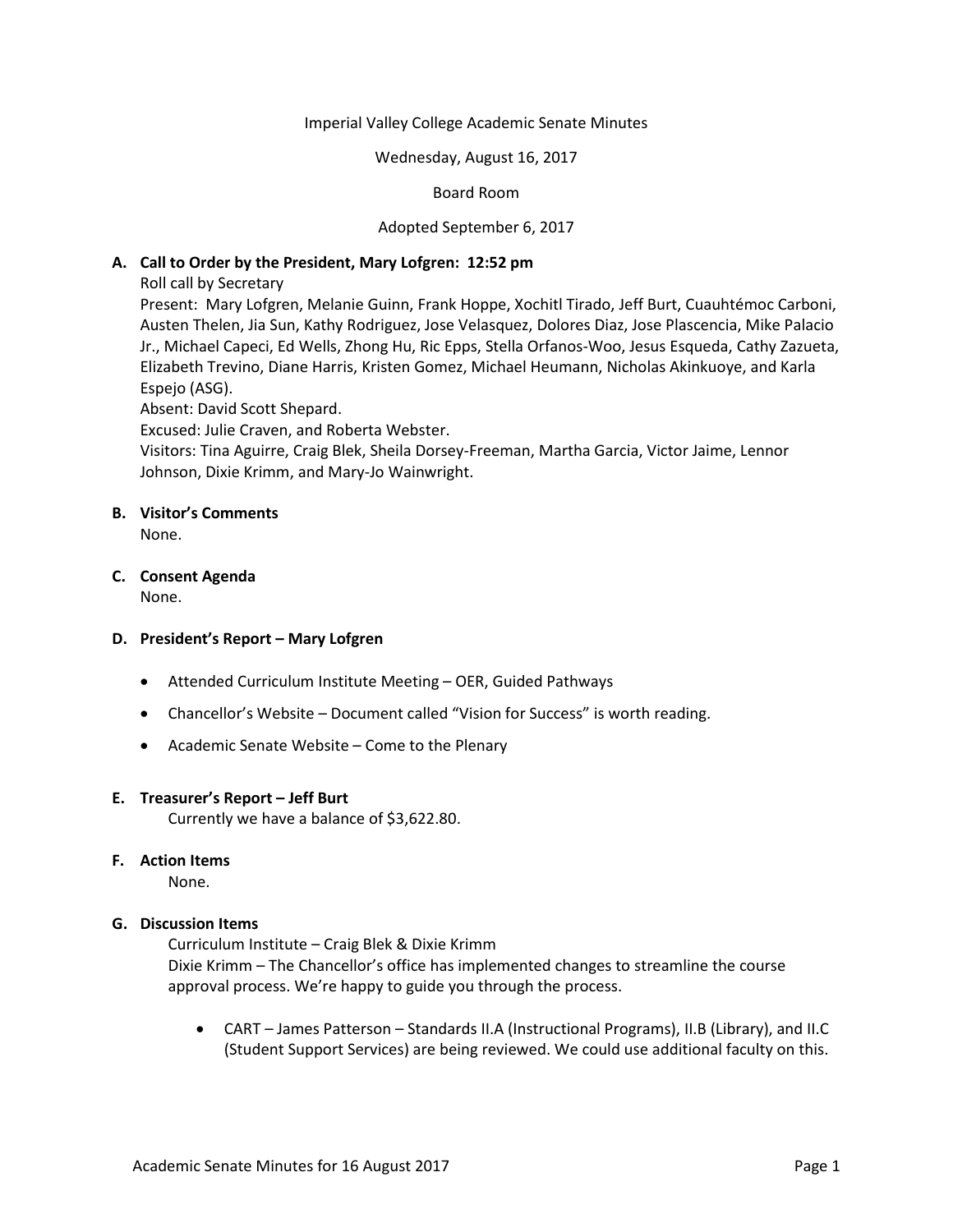Imperial Valley College Academic Senate Minutes

Wednesday, August 16, 2017

Board Room

Adopted September 6, 2017

**A. Call to Order by the President, Mary Lofgren: 12:52 pm**

Roll call by Secretary

Present: Mary Lofgren, Melanie Guinn, Frank Hoppe, Xochitl Tirado, Jeff Burt, Cuauhtémoc Carboni, Austen Thelen, Jia Sun, Kathy Rodriguez, Jose Velasquez, Dolores Diaz, Jose Plascencia, Mike Palacio Jr., Michael Capeci, Ed Wells, Zhong Hu, Ric Epps, Stella Orfanos-Woo, Jesus Esqueda, Cathy Zazueta, Elizabeth Trevino, Diane Harris, Kristen Gomez, Michael Heumann, Nicholas Akinkuoye, and Karla Espejo (ASG).

Absent: David Scott Shepard.

Excused: Julie Craven, and Roberta Webster.

Visitors: Tina Aguirre, Craig Blek, Sheila Dorsey-Freeman, Martha Garcia, Victor Jaime, Lennor Johnson, Dixie Krimm, and Mary-Jo Wainwright.

**B. Visitor's Comments**

None.

**C. Consent Agenda**

None.

**D. President's Report – Mary Lofgren**

- Attended Curriculum Institute Meeting – OER, Guided Pathways
- Chancellor's Website – Document called "Vision for Success" is worth reading.
- Academic Senate Website – Come to the Plenary

**E. Treasurer's Report – Jeff Burt**

Currently we have a balance of $3,622.80.

**F. Action Items**

None.

**G. Discussion Items**

Curriculum Institute – Craig Blek & Dixie Krimm

Dixie Krimm – The Chancellor's office has implemented changes to streamline the course approval process. We're happy to guide you through the process.

- CART – James Patterson – Standards II.A (Instructional Programs), II.B (Library), and II.C (Student Support Services) are being reviewed. We could use additional faculty on this.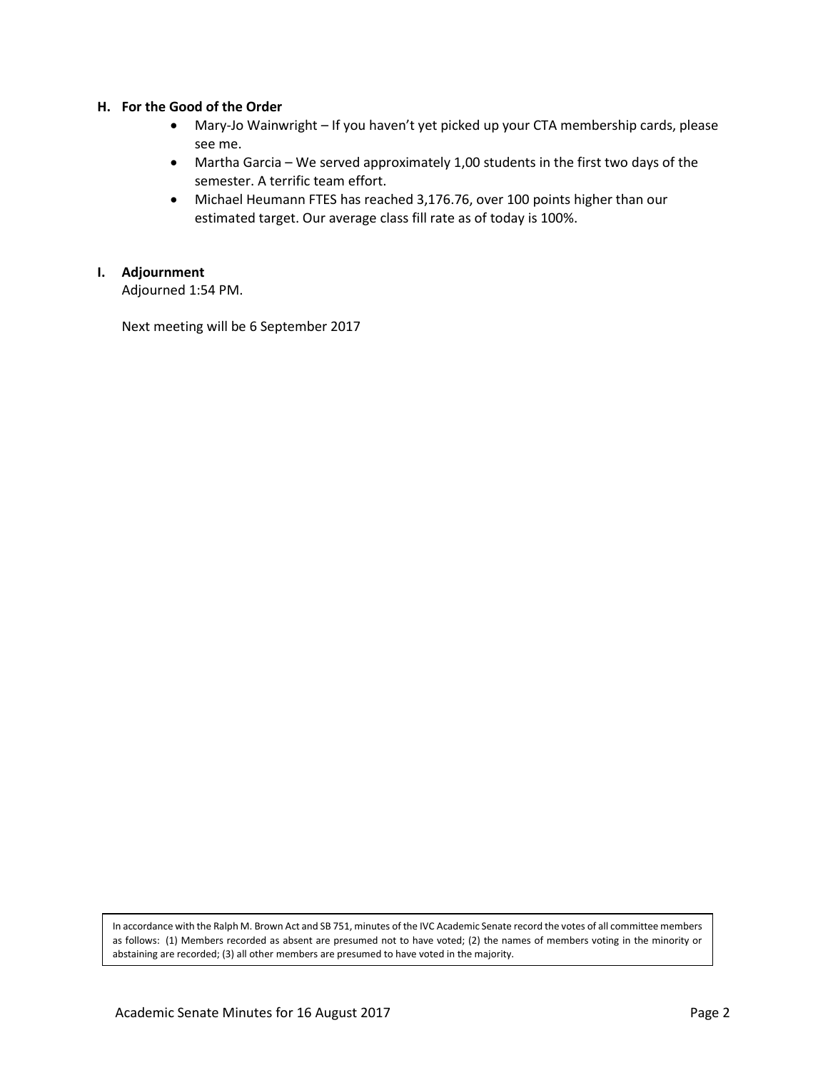## H. For the Good of the Order

- Mary-Jo Wainwright – If you haven't yet picked up your CTA membership cards, please see me.
- Martha Garcia – We served approximately 1,00 students in the first two days of the semester. A terrific team effort.
- Michael Heumann FTES has reached 3,176.76, over 100 points higher than our estimated target. Our average class fill rate as of today is 100%.

## I. Adjournment

Adjourned 1:54 PM.

Next meeting will be 6 September 2017

In accordance with the Ralph M. Brown Act and SB 751, minutes of the IVC Academic Senate record the votes of all committee members as follows: (1) Members recorded as absent are presumed not to have voted; (2) the names of members voting in the minority or abstaining are recorded; (3) all other members are presumed to have voted in the majority.